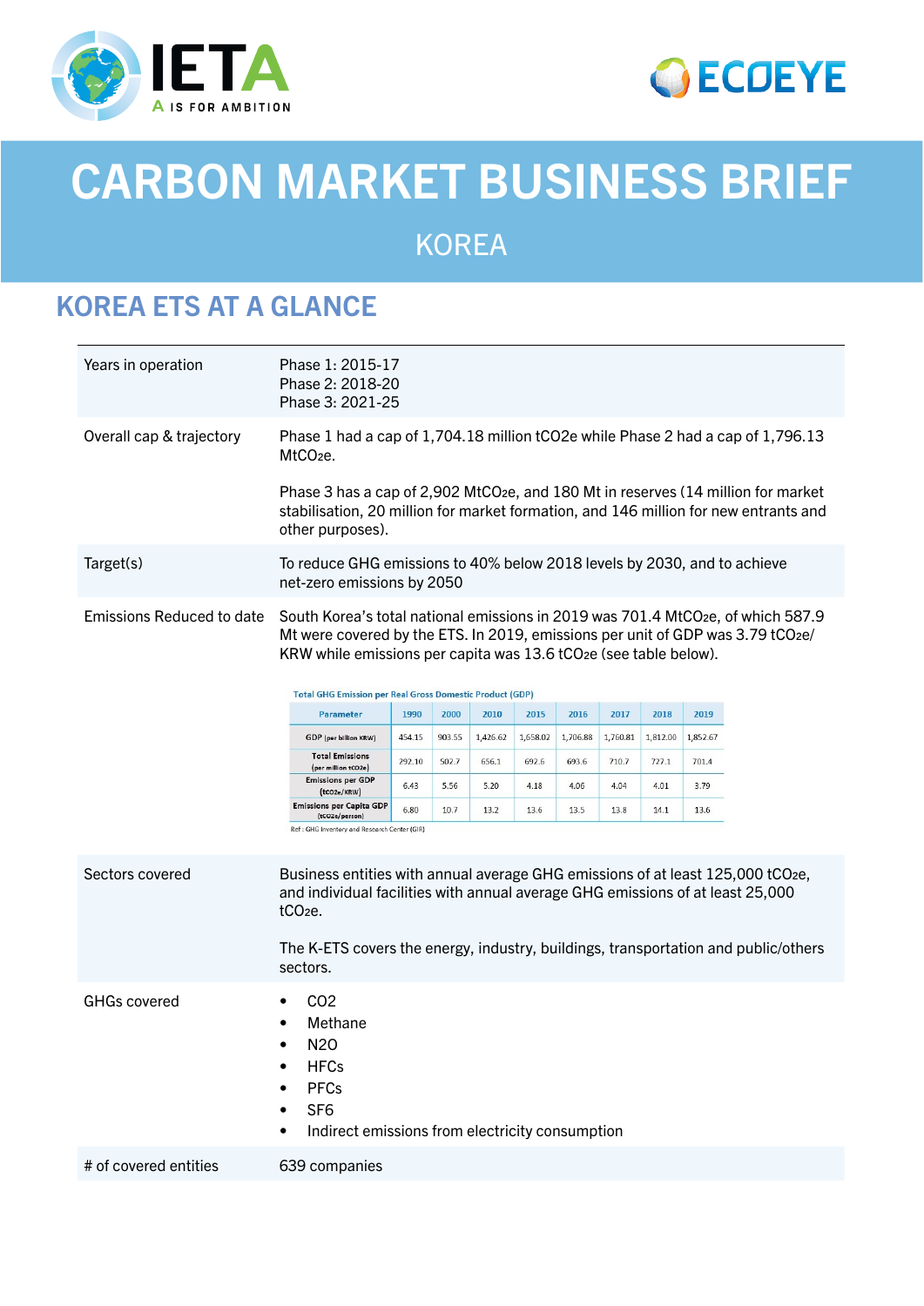# CARBON MARKET BUSINESS BRIEF

## KOREA

## KOREA ETS AT A GLANCE

| | |
|---|---|
| Years in operation | Phase 1: 2015-17<br>Phase 2: 2018-20<br>Phase 3: 2021-25 |
| Overall cap & trajectory | Phase 1 had a cap of 1,704.18 million $tCO_2e$ while Phase 2 had a cap of 1,796.13 $MtCO_2e$.<br><br>Phase 3 has a cap of 2,902 $MtCO_2e$, and 180 Mt in reserves (14 million for market stabilisation, 20 million for market formation, and 146 million for new entrants and other purposes). |
| Target(s) | To reduce GHG emissions to 40% below 2018 levels by 2030, and to achieve net-zero emissions by 2050 |
| Emissions Reduced to date | South Korea's total national emissions in 2019 was 701.4 $MtCO_2e$, of which 587.9 Mt were covered by the ETS. In 2019, emissions per unit of GDP was 3.79 $tCO_2e$/KRW while emissions per capita was 13.6 $tCO_2e$ (see table below). |

Total GHG Emission per Real Gross Domestic Product (GDP)

| Parameter | 1990 | 2000 | 2010 | 2015 | 2016 | 2017 | 2018 | 2019 |
|---|---|---|---|---|---|---|---|---|
| GDP (per billion KRW) | 454.15 | 903.55 | 1,426.62 | 1,658.02 | 1,706.88 | 1,760.81 | 1,812.00 | 1,852.67 |
| Total Emissions (per million $tCO_2e$) | 292.10 | 502.7 | 656.1 | 692.6 | 693.6 | 710.7 | 727.1 | 701.4 |
| Emissions per GDP ($tCO_2e$/KRW) | 6.43 | 5.56 | 5.20 | 4.18 | 4.06 | 4.04 | 4.01 | 3.79 |
| Emissions per Capita GDP ($tCO_2e$/person) | 6.80 | 10.7 | 13.2 | 13.6 | 13.5 | 13.8 | 14.1 | 13.6 |

Ref : GHG Inventory and Research Center (GIR)

| | |
|---|---|
| Sectors covered | Business entities with annual average GHG emissions of at least 125,000 $tCO_2e$, and individual facilities with annual average GHG emissions of at least 25,000 $tCO_2e$.<br><br>The K-ETS covers the energy, industry, buildings, transportation and public/others sectors. |
| GHGs covered | • $CO_2$<br>• Methane<br>• N2O<br>• HFCs<br>• PFCs<br>• SF6<br>• Indirect emissions from electricity consumption |
| # of covered entities | 639 companies |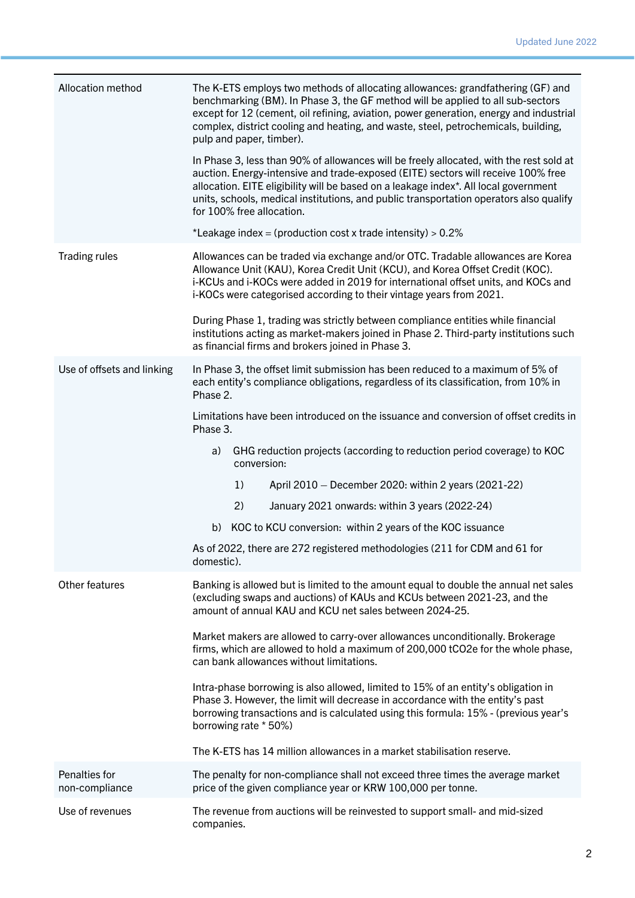| | |
|---|---|
| Allocation method | The K-ETS employs two methods of allocating allowances: grandfathering (GF) and benchmarking (BM). In Phase 3, the GF method will be applied to all sub-sectors except for 12 (cement, oil refining, aviation, power generation, energy and industrial complex, district cooling and heating, and waste, steel, petrochemicals, building, pulp and paper, timber).<br><br>In Phase 3, less than 90% of allowances will be freely allocated, with the rest sold at auction. Energy-intensive and trade-exposed (EITE) sectors will receive 100% free allocation. EITE eligibility will be based on a leakage index*. All local government units, schools, medical institutions, and public transportation operators also qualify for 100% free allocation.<br><br>*Leakage index = (production cost x trade intensity) > 0.2% |
| Trading rules | Allowances can be traded via exchange and/or OTC. Tradable allowances are Korea Allowance Unit (KAU), Korea Credit Unit (KCU), and Korea Offset Credit (KOC). i-KCUs and i-KOCs were added in 2019 for international offset units, and KOCs and i-KOCs were categorised according to their vintage years from 2021.<br><br>During Phase 1, trading was strictly between compliance entities while financial institutions acting as market-makers joined in Phase 2. Third-party institutions such as financial firms and brokers joined in Phase 3. |
| Use of offsets and linking | In Phase 3, the offset limit submission has been reduced to a maximum of 5% of each entity's compliance obligations, regardless of its classification, from 10% in Phase 2.<br><br>Limitations have been introduced on the issuance and conversion of offset credits in Phase 3.<br><br>a) GHG reduction projects (according to reduction period coverage) to KOC conversion:<br>&nbsp;&nbsp;&nbsp;&nbsp;1) April 2010 – December 2020: within 2 years (2021-22)<br>&nbsp;&nbsp;&nbsp;&nbsp;2) January 2021 onwards: within 3 years (2022-24)<br>b) KOC to KCU conversion: within 2 years of the KOC issuance<br><br>As of 2022, there are 272 registered methodologies (211 for CDM and 61 for domestic). |
| Other features | Banking is allowed but is limited to the amount equal to double the annual net sales (excluding swaps and auctions) of KAUs and KCUs between 2021-23, and the amount of annual KAU and KCU net sales between 2024-25.<br><br>Market makers are allowed to carry-over allowances unconditionally. Brokerage firms, which are allowed to hold a maximum of 200,000 tCO2e for the whole phase, can bank allowances without limitations.<br><br>Intra-phase borrowing is also allowed, limited to 15% of an entity's obligation in Phase 3. However, the limit will decrease in accordance with the entity's past borrowing transactions and is calculated using this formula: 15% - (previous year's borrowing rate * 50%)<br><br>The K-ETS has 14 million allowances in a market stabilisation reserve. |
| Penalties for non-compliance | The penalty for non-compliance shall not exceed three times the average market price of the given compliance year or KRW 100,000 per tonne. |
| Use of revenues | The revenue from auctions will be reinvested to support small- and mid-sized companies. |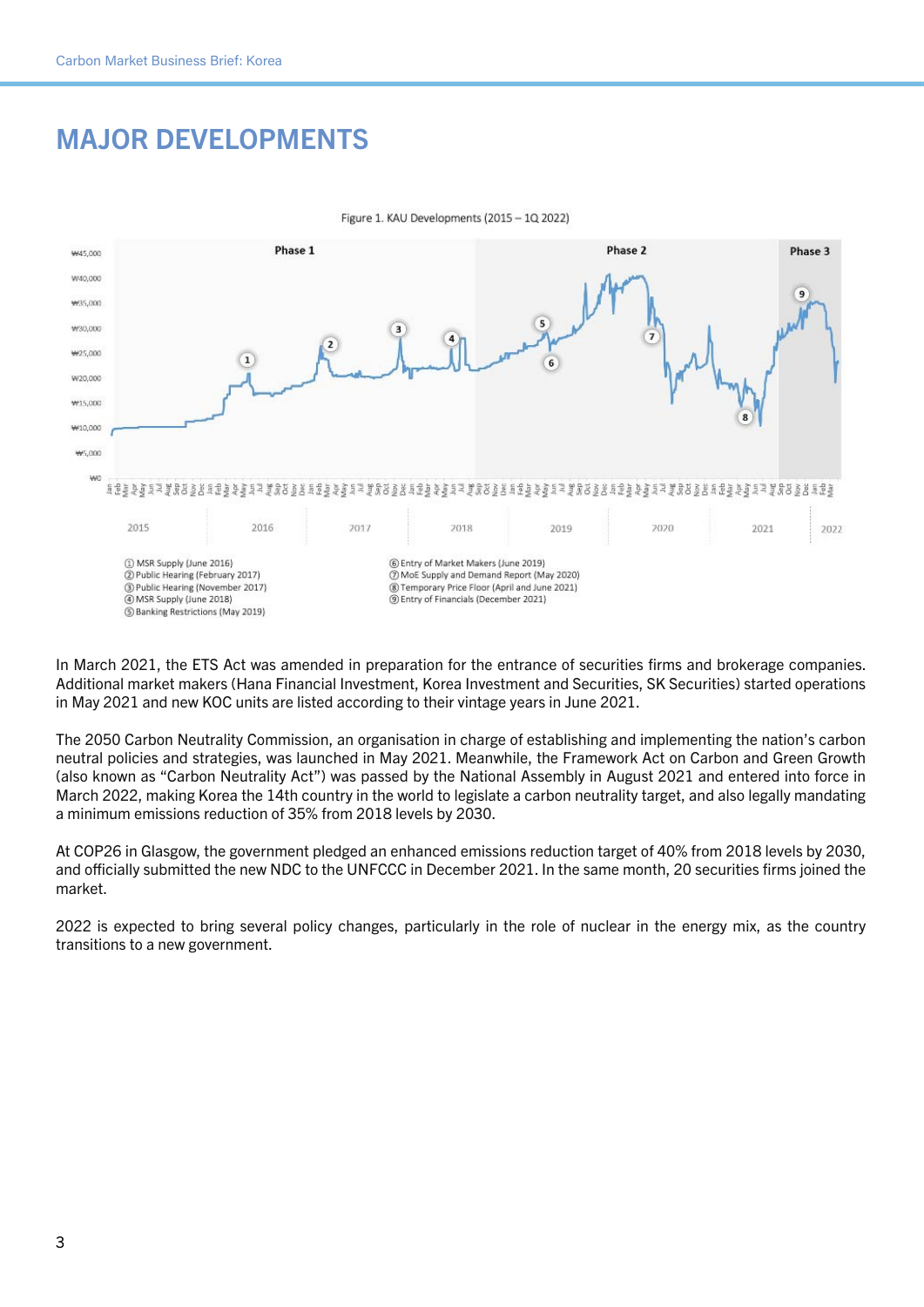# MAJOR DEVELOPMENTS

Figure 1. KAU Developments (2015 – 1Q 2022)

① MSR Supply (June 2016)
② Public Hearing (February 2017)
③ Public Hearing (November 2017)
④ MSR Supply (June 2018)
⑤ Banking Restrictions (May 2019)
⑥ Entry of Market Makers (June 2019)
⑦ MoE Supply and Demand Report (May 2020)
⑧ Temporary Price Floor (April and June 2021)
⑨ Entry of Financials (December 2021)

In March 2021, the ETS Act was amended in preparation for the entrance of securities firms and brokerage companies. Additional market makers (Hana Financial Investment, Korea Investment and Securities, SK Securities) started operations in May 2021 and new KOC units are listed according to their vintage years in June 2021.

The 2050 Carbon Neutrality Commission, an organisation in charge of establishing and implementing the nation's carbon neutral policies and strategies, was launched in May 2021. Meanwhile, the Framework Act on Carbon and Green Growth (also known as "Carbon Neutrality Act") was passed by the National Assembly in August 2021 and entered into force in March 2022, making Korea the 14th country in the world to legislate a carbon neutrality target, and also legally mandating a minimum emissions reduction of 35% from 2018 levels by 2030.

At COP26 in Glasgow, the government pledged an enhanced emissions reduction target of 40% from 2018 levels by 2030, and officially submitted the new NDC to the UNFCCC in December 2021. In the same month, 20 securities firms joined the market.

2022 is expected to bring several policy changes, particularly in the role of nuclear in the energy mix, as the country transitions to a new government.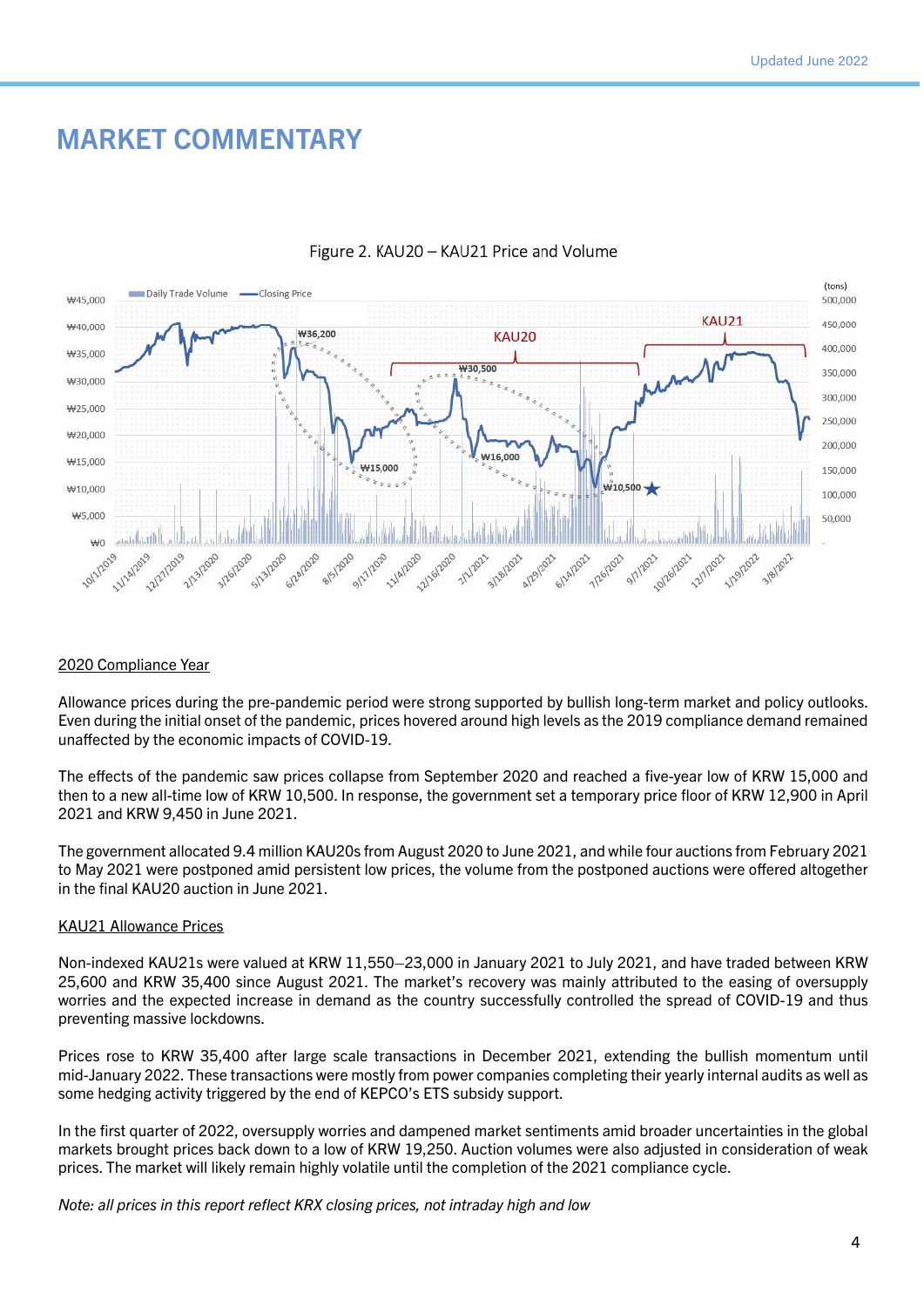# MARKET COMMENTARY

Figure 2. KAU20 – KAU21 Price and Volume

## 2020 Compliance Year

Allowance prices during the pre-pandemic period were strong supported by bullish long-term market and policy outlooks. Even during the initial onset of the pandemic, prices hovered around high levels as the 2019 compliance demand remained unaffected by the economic impacts of COVID-19.

The effects of the pandemic saw prices collapse from September 2020 and reached a five-year low of KRW 15,000 and then to a new all-time low of KRW 10,500. In response, the government set a temporary price floor of KRW 12,900 in April 2021 and KRW 9,450 in June 2021.

The government allocated 9.4 million KAU20s from August 2020 to June 2021, and while four auctions from February 2021 to May 2021 were postponed amid persistent low prices, the volume from the postponed auctions were offered altogether in the final KAU20 auction in June 2021.

## KAU21 Allowance Prices

Non-indexed KAU21s were valued at KRW 11,550–23,000 in January 2021 to July 2021, and have traded between KRW 25,600 and KRW 35,400 since August 2021. The market's recovery was mainly attributed to the easing of oversupply worries and the expected increase in demand as the country successfully controlled the spread of COVID-19 and thus preventing massive lockdowns.

Prices rose to KRW 35,400 after large scale transactions in December 2021, extending the bullish momentum until mid-January 2022. These transactions were mostly from power companies completing their yearly internal audits as well as some hedging activity triggered by the end of KEPCO's ETS subsidy support.

In the first quarter of 2022, oversupply worries and dampened market sentiments amid broader uncertainties in the global markets brought prices back down to a low of KRW 19,250. Auction volumes were also adjusted in consideration of weak prices. The market will likely remain highly volatile until the completion of the 2021 compliance cycle.

*Note: all prices in this report reflect KRX closing prices, not intraday high and low*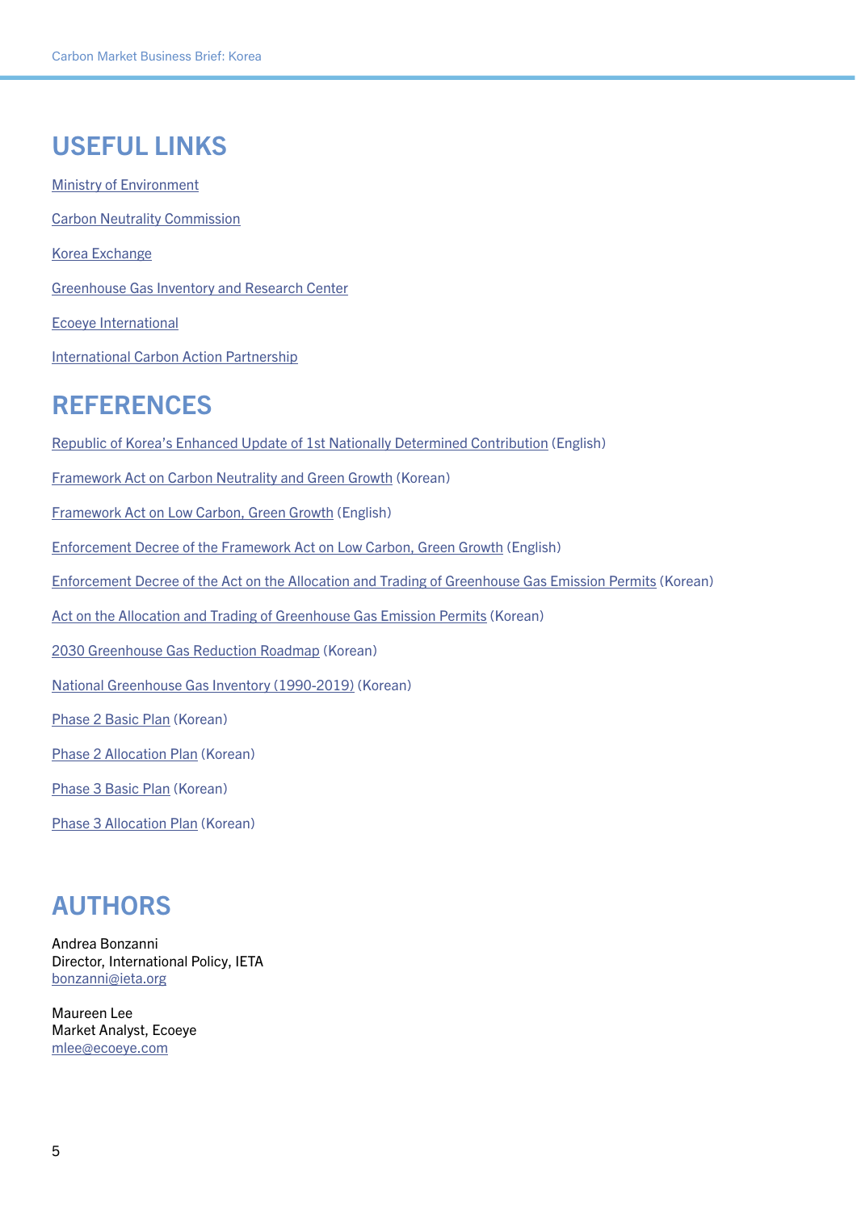## USEFUL LINKS

Ministry of Environment

Carbon Neutrality Commission

Korea Exchange

Greenhouse Gas Inventory and Research Center

Ecoeye International

International Carbon Action Partnership

## REFERENCES

Republic of Korea's Enhanced Update of 1st Nationally Determined Contribution (English)

Framework Act on Carbon Neutrality and Green Growth (Korean)

Framework Act on Low Carbon, Green Growth (English)

Enforcement Decree of the Framework Act on Low Carbon, Green Growth (English)

Enforcement Decree of the Act on the Allocation and Trading of Greenhouse Gas Emission Permits (Korean)

Act on the Allocation and Trading of Greenhouse Gas Emission Permits (Korean)

2030 Greenhouse Gas Reduction Roadmap (Korean)

National Greenhouse Gas Inventory (1990-2019) (Korean)

Phase 2 Basic Plan (Korean)

Phase 2 Allocation Plan (Korean)

Phase 3 Basic Plan (Korean)

Phase 3 Allocation Plan (Korean)

## AUTHORS

Andrea Bonzanni
Director, International Policy, IETA
bonzanni@ieta.org

Maureen Lee
Market Analyst, Ecoeye
mlee@ecoeye.com